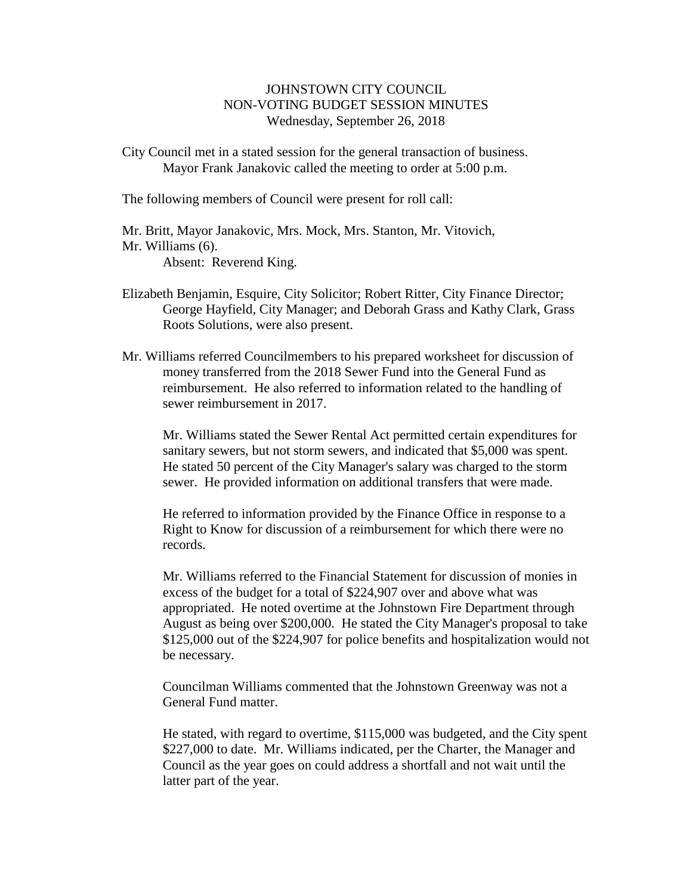JOHNSTOWN CITY COUNCIL
NON-VOTING BUDGET SESSION MINUTES
Wednesday, September 26, 2018

City Council met in a stated session for the general transaction of business. Mayor Frank Janakovic called the meeting to order at 5:00 p.m.

The following members of Council were present for roll call:

Mr. Britt, Mayor Janakovic, Mrs. Mock, Mrs. Stanton, Mr. Vitovich, Mr. Williams (6).
Absent: Reverend King.

Elizabeth Benjamin, Esquire, City Solicitor; Robert Ritter, City Finance Director; George Hayfield, City Manager; and Deborah Grass and Kathy Clark, Grass Roots Solutions, were also present.

Mr. Williams referred Councilmembers to his prepared worksheet for discussion of money transferred from the 2018 Sewer Fund into the General Fund as reimbursement. He also referred to information related to the handling of sewer reimbursement in 2017.

Mr. Williams stated the Sewer Rental Act permitted certain expenditures for sanitary sewers, but not storm sewers, and indicated that $5,000 was spent. He stated 50 percent of the City Manager's salary was charged to the storm sewer. He provided information on additional transfers that were made.

He referred to information provided by the Finance Office in response to a Right to Know for discussion of a reimbursement for which there were no records.

Mr. Williams referred to the Financial Statement for discussion of monies in excess of the budget for a total of $224,907 over and above what was appropriated. He noted overtime at the Johnstown Fire Department through August as being over $200,000. He stated the City Manager's proposal to take $125,000 out of the $224,907 for police benefits and hospitalization would not be necessary.

Councilman Williams commented that the Johnstown Greenway was not a General Fund matter.

He stated, with regard to overtime, $115,000 was budgeted, and the City spent $227,000 to date. Mr. Williams indicated, per the Charter, the Manager and Council as the year goes on could address a shortfall and not wait until the latter part of the year.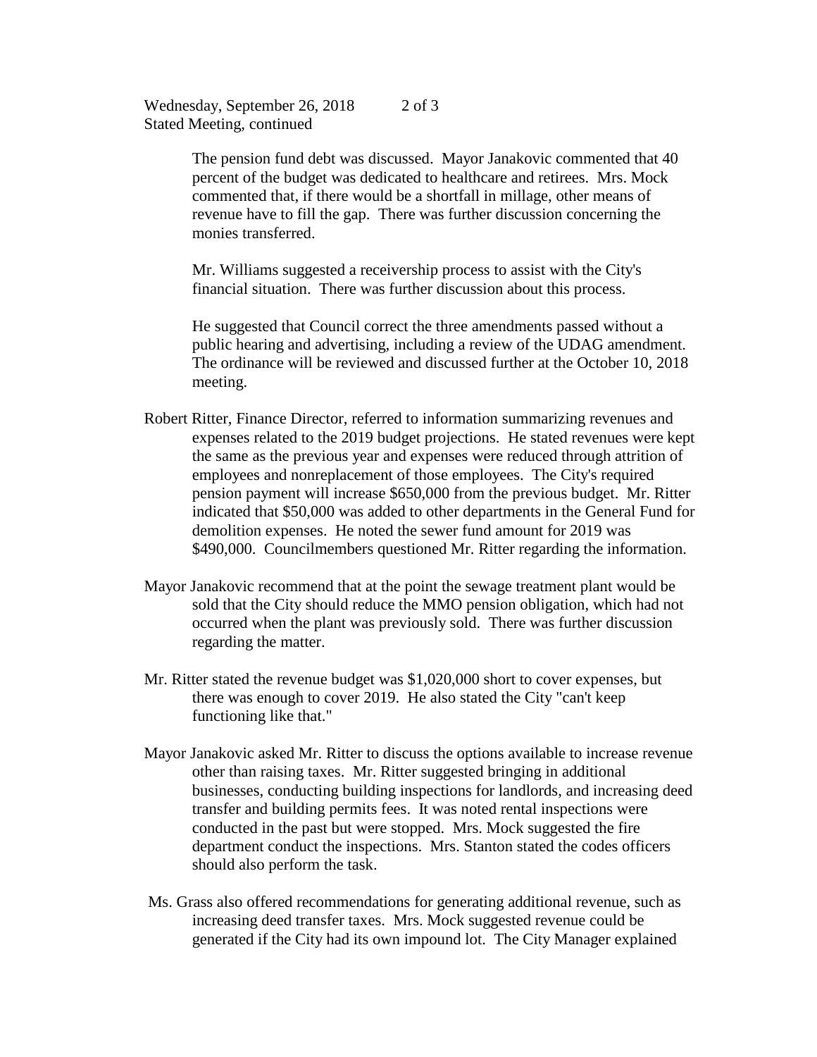Wednesday, September 26, 2018
Stated Meeting, continued

The pension fund debt was discussed. Mayor Janakovic commented that 40 percent of the budget was dedicated to healthcare and retirees. Mrs. Mock commented that, if there would be a shortfall in millage, other means of revenue have to fill the gap. There was further discussion concerning the monies transferred.

Mr. Williams suggested a receivership process to assist with the City's financial situation. There was further discussion about this process.

He suggested that Council correct the three amendments passed without a public hearing and advertising, including a review of the UDAG amendment. The ordinance will be reviewed and discussed further at the October 10, 2018 meeting.

Robert Ritter, Finance Director, referred to information summarizing revenues and expenses related to the 2019 budget projections. He stated revenues were kept the same as the previous year and expenses were reduced through attrition of employees and nonreplacement of those employees. The City's required pension payment will increase $650,000 from the previous budget. Mr. Ritter indicated that $50,000 was added to other departments in the General Fund for demolition expenses. He noted the sewer fund amount for 2019 was $490,000. Councilmembers questioned Mr. Ritter regarding the information.

Mayor Janakovic recommend that at the point the sewage treatment plant would be sold that the City should reduce the MMO pension obligation, which had not occurred when the plant was previously sold. There was further discussion regarding the matter.

Mr. Ritter stated the revenue budget was $1,020,000 short to cover expenses, but there was enough to cover 2019. He also stated the City "can't keep functioning like that."

Mayor Janakovic asked Mr. Ritter to discuss the options available to increase revenue other than raising taxes. Mr. Ritter suggested bringing in additional businesses, conducting building inspections for landlords, and increasing deed transfer and building permits fees. It was noted rental inspections were conducted in the past but were stopped. Mrs. Mock suggested the fire department conduct the inspections. Mrs. Stanton stated the codes officers should also perform the task.

Ms. Grass also offered recommendations for generating additional revenue, such as increasing deed transfer taxes. Mrs. Mock suggested revenue could be generated if the City had its own impound lot. The City Manager explained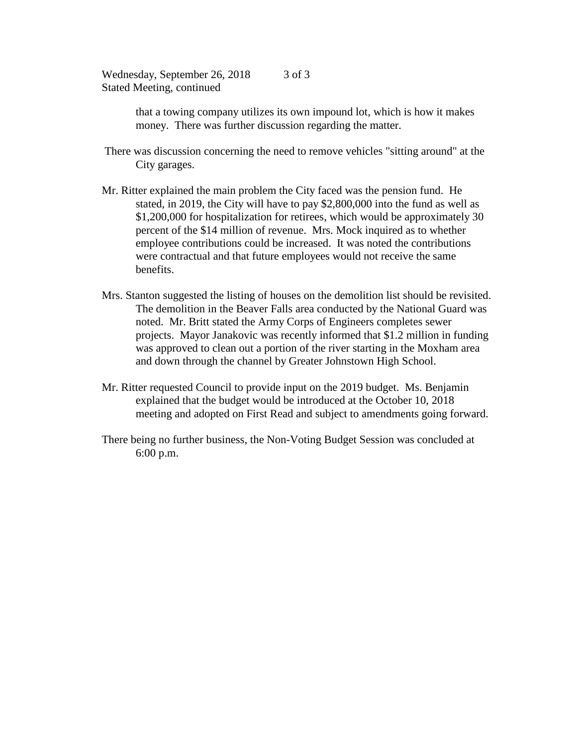that a towing company utilizes its own impound lot, which is how it makes money. There was further discussion regarding the matter.

There was discussion concerning the need to remove vehicles "sitting around" at the City garages.

Mr. Ritter explained the main problem the City faced was the pension fund. He stated, in 2019, the City will have to pay $2,800,000 into the fund as well as $1,200,000 for hospitalization for retirees, which would be approximately 30 percent of the $14 million of revenue. Mrs. Mock inquired as to whether employee contributions could be increased. It was noted the contributions were contractual and that future employees would not receive the same benefits.

Mrs. Stanton suggested the listing of houses on the demolition list should be revisited. The demolition in the Beaver Falls area conducted by the National Guard was noted. Mr. Britt stated the Army Corps of Engineers completes sewer projects. Mayor Janakovic was recently informed that $1.2 million in funding was approved to clean out a portion of the river starting in the Moxham area and down through the channel by Greater Johnstown High School.

Mr. Ritter requested Council to provide input on the 2019 budget. Ms. Benjamin explained that the budget would be introduced at the October 10, 2018 meeting and adopted on First Read and subject to amendments going forward.

There being no further business, the Non-Voting Budget Session was concluded at 6:00 p.m.